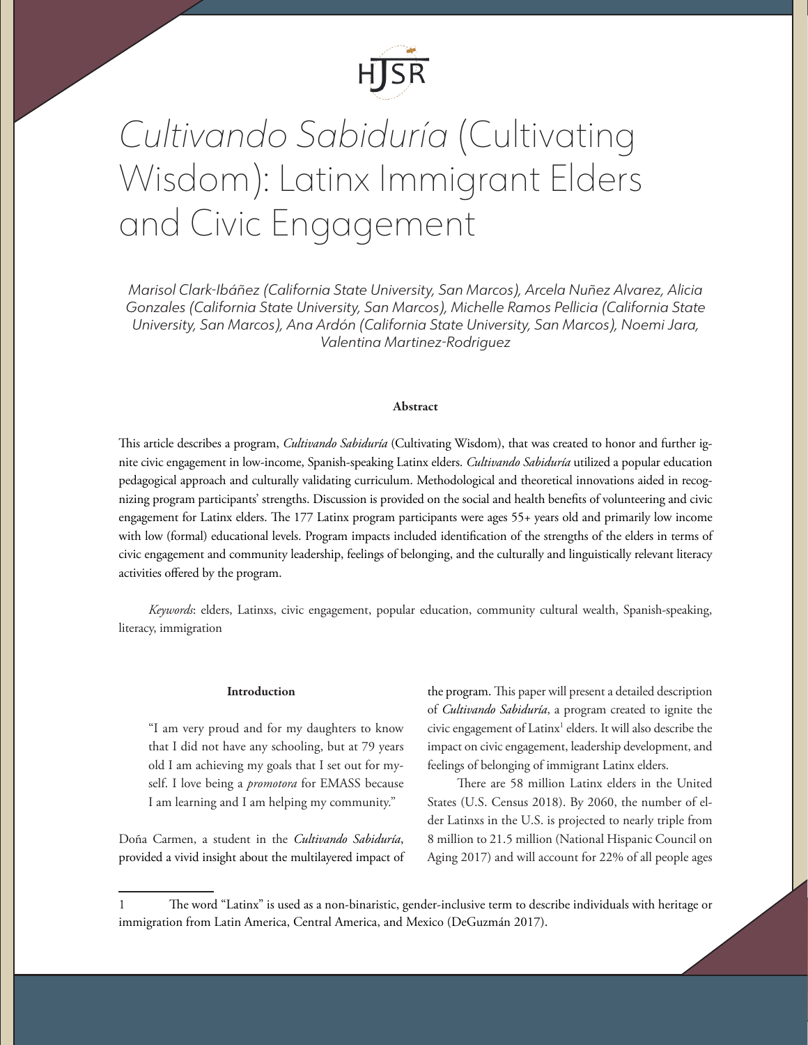# *Cultivando Sabiduría* (Cultivating Wisdom): Latinx Immigrant Elders and Civic Engagement

*Marisol Clark-Ibáñez (California State University, San Marcos), Arcela Nuñez Alvarez, Alicia Gonzales (California State University, San Marcos), Michelle Ramos Pellicia (California State University, San Marcos), Ana Ardón (California State University, San Marcos), Noemi Jara, Valentina Martinez-Rodriguez*

**Abstract**

This article describes a program, *Cultivando Sabiduría* (Cultivating Wisdom), that was created to honor and further ignite civic engagement in low-income, Spanish-speaking Latinx elders. *Cultivando Sabiduría* utilized a popular education pedagogical approach and culturally validating curriculum. Methodological and theoretical innovations aided in recognizing program participants' strengths. Discussion is provided on the social and health benefits of volunteering and civic engagement for Latinx elders. The 177 Latinx program participants were ages 55+ years old and primarily low income with low (formal) educational levels. Program impacts included identification of the strengths of the elders in terms of civic engagement and community leadership, feelings of belonging, and the culturally and linguistically relevant literacy activities offered by the program.

*Keywords*: elders, Latinxs, civic engagement, popular education, community cultural wealth, Spanish-speaking, literacy, immigration

**Introduction**

> "I am very proud and for my daughters to know that I did not have any schooling, but at 79 years old I am achieving my goals that I set out for myself. I love being a *promotora* for EMASS because I am learning and I am helping my community."

Doña Carmen, a student in the *Cultivando Sabiduría*, provided a vivid insight about the multilayered impact of the program. This paper will present a detailed description of *Cultivando Sabiduría*, a program created to ignite the civic engagement of Latinx[1] elders. It will also describe the impact on civic engagement, leadership development, and feelings of belonging of immigrant Latinx elders.

There are 58 million Latinx elders in the United States (U.S. Census 2018). By 2060, the number of elder Latinxs in the U.S. is projected to nearly triple from 8 million to 21.5 million (National Hispanic Council on Aging 2017) and will account for 22% of all people ages

---

1 The word "Latinx" is used as a non-binaristic, gender-inclusive term to describe individuals with heritage or immigration from Latin America, Central America, and Mexico (DeGuzmán 2017).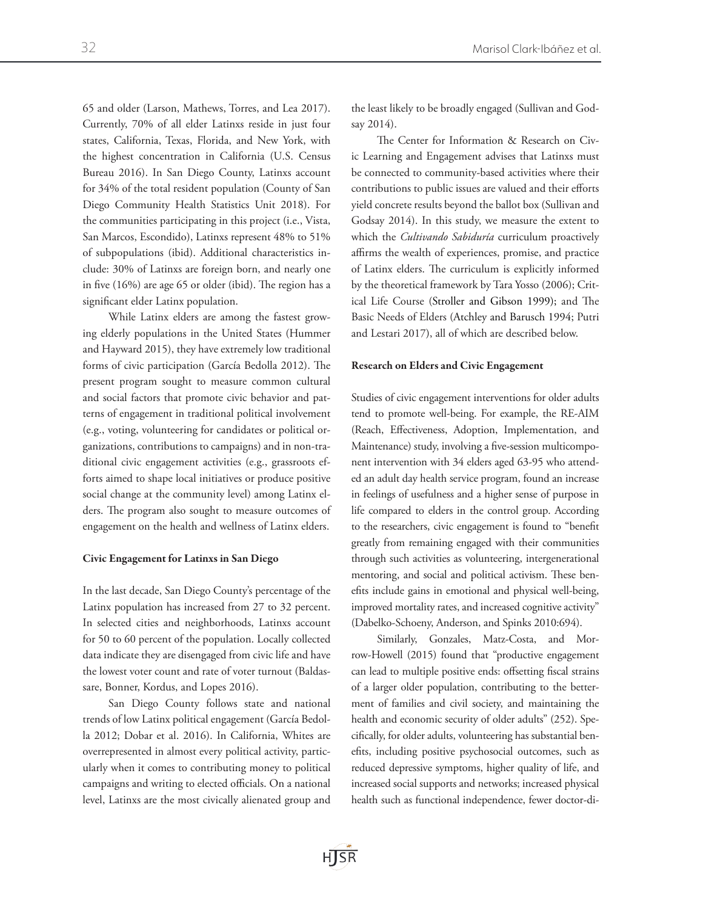65 and older (Larson, Mathews, Torres, and Lea 2017). Currently, 70% of all elder Latinxs reside in just four states, California, Texas, Florida, and New York, with the highest concentration in California (U.S. Census Bureau 2016). In San Diego County, Latinxs account for 34% of the total resident population (County of San Diego Community Health Statistics Unit 2018). For the communities participating in this project (i.e., Vista, San Marcos, Escondido), Latinxs represent 48% to 51% of subpopulations (ibid). Additional characteristics include: 30% of Latinxs are foreign born, and nearly one in five (16%) are age 65 or older (ibid). The region has a significant elder Latinx population.

While Latinx elders are among the fastest growing elderly populations in the United States (Hummer and Hayward 2015), they have extremely low traditional forms of civic participation (García Bedolla 2012). The present program sought to measure common cultural and social factors that promote civic behavior and patterns of engagement in traditional political involvement (e.g., voting, volunteering for candidates or political organizations, contributions to campaigns) and in non-traditional civic engagement activities (e.g., grassroots efforts aimed to shape local initiatives or produce positive social change at the community level) among Latinx elders. The program also sought to measure outcomes of engagement on the health and wellness of Latinx elders.

### Civic Engagement for Latinxs in San Diego

In the last decade, San Diego County's percentage of the Latinx population has increased from 27 to 32 percent. In selected cities and neighborhoods, Latinxs account for 50 to 60 percent of the population. Locally collected data indicate they are disengaged from civic life and have the lowest voter count and rate of voter turnout (Baldassare, Bonner, Kordus, and Lopes 2016).

San Diego County follows state and national trends of low Latinx political engagement (García Bedolla 2012; Dobar et al. 2016). In California, Whites are overrepresented in almost every political activity, particularly when it comes to contributing money to political campaigns and writing to elected officials. On a national level, Latinxs are the most civically alienated group and the least likely to be broadly engaged (Sullivan and Godsay 2014).

The Center for Information & Research on Civic Learning and Engagement advises that Latinxs must be connected to community-based activities where their contributions to public issues are valued and their efforts yield concrete results beyond the ballot box (Sullivan and Godsay 2014). In this study, we measure the extent to which the *Cultivando Sabiduría* curriculum proactively affirms the wealth of experiences, promise, and practice of Latinx elders. The curriculum is explicitly informed by the theoretical framework by Tara Yosso (2006); Critical Life Course (Stroller and Gibson 1999); and The Basic Needs of Elders (Atchley and Barusch 1994; Putri and Lestari 2017), all of which are described below.

### Research on Elders and Civic Engagement

Studies of civic engagement interventions for older adults tend to promote well-being. For example, the RE-AIM (Reach, Effectiveness, Adoption, Implementation, and Maintenance) study, involving a five-session multicomponent intervention with 34 elders aged 63-95 who attended an adult day health service program, found an increase in feelings of usefulness and a higher sense of purpose in life compared to elders in the control group. According to the researchers, civic engagement is found to "benefit greatly from remaining engaged with their communities through such activities as volunteering, intergenerational mentoring, and social and political activism. These benefits include gains in emotional and physical well-being, improved mortality rates, and increased cognitive activity" (Dabelko-Schoeny, Anderson, and Spinks 2010:694).

Similarly, Gonzales, Matz-Costa, and Morrow-Howell (2015) found that "productive engagement can lead to multiple positive ends: offsetting fiscal strains of a larger older population, contributing to the betterment of families and civil society, and maintaining the health and economic security of older adults" (252). Specifically, for older adults, volunteering has substantial benefits, including positive psychosocial outcomes, such as reduced depressive symptoms, higher quality of life, and increased social supports and networks; increased physical health such as functional independence, fewer doctor-di-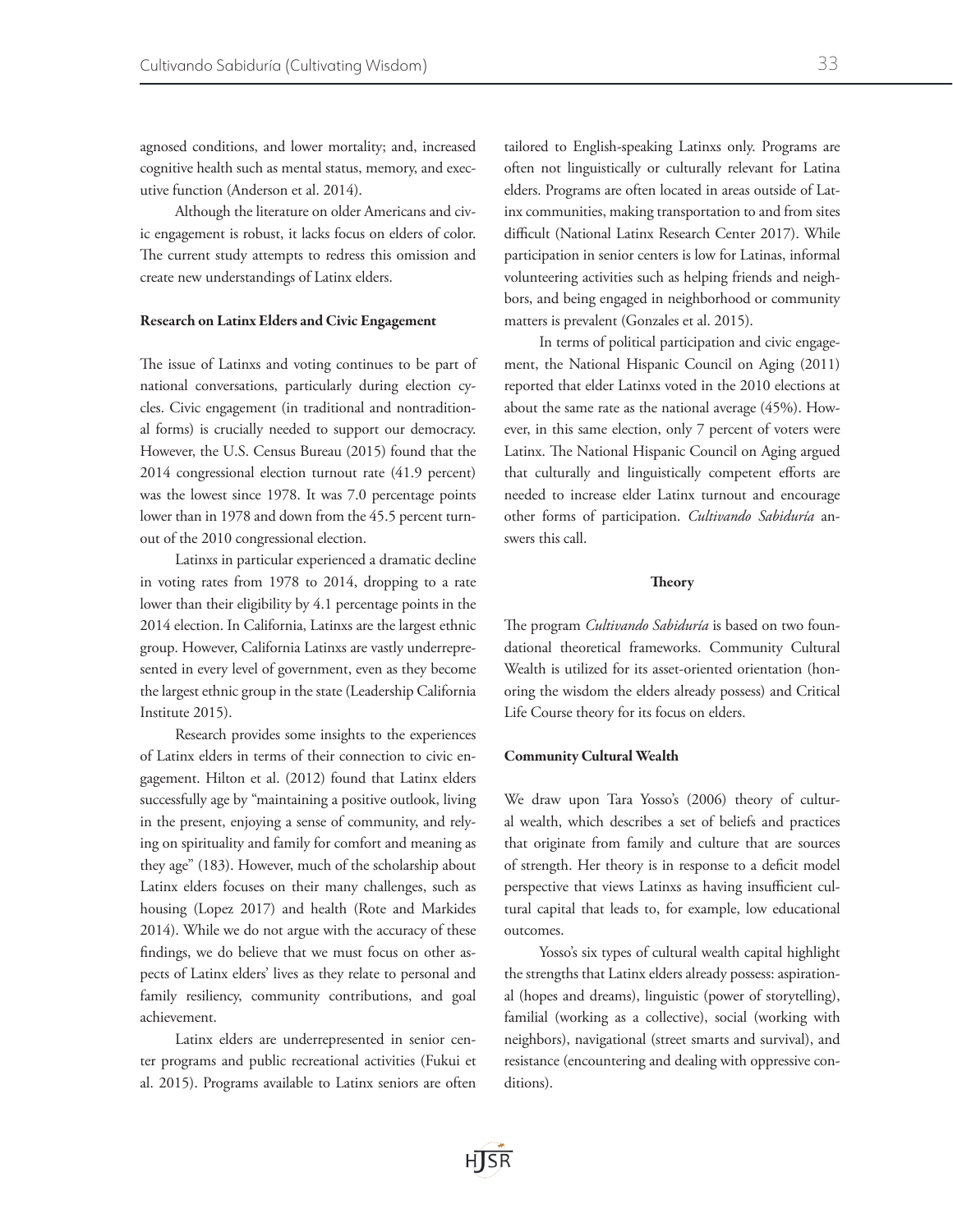agnosed conditions, and lower mortality; and, increased cognitive health such as mental status, memory, and executive function (Anderson et al. 2014).

Although the literature on older Americans and civic engagement is robust, it lacks focus on elders of color. The current study attempts to redress this omission and create new understandings of Latinx elders.

### Research on Latinx Elders and Civic Engagement

The issue of Latinxs and voting continues to be part of national conversations, particularly during election cycles. Civic engagement (in traditional and nontraditional forms) is crucially needed to support our democracy. However, the U.S. Census Bureau (2015) found that the 2014 congressional election turnout rate (41.9 percent) was the lowest since 1978. It was 7.0 percentage points lower than in 1978 and down from the 45.5 percent turnout of the 2010 congressional election.

Latinxs in particular experienced a dramatic decline in voting rates from 1978 to 2014, dropping to a rate lower than their eligibility by 4.1 percentage points in the 2014 election. In California, Latinxs are the largest ethnic group. However, California Latinxs are vastly underrepresented in every level of government, even as they become the largest ethnic group in the state (Leadership California Institute 2015).

Research provides some insights to the experiences of Latinx elders in terms of their connection to civic engagement. Hilton et al. (2012) found that Latinx elders successfully age by "maintaining a positive outlook, living in the present, enjoying a sense of community, and relying on spirituality and family for comfort and meaning as they age" (183). However, much of the scholarship about Latinx elders focuses on their many challenges, such as housing (Lopez 2017) and health (Rote and Markides 2014). While we do not argue with the accuracy of these findings, we do believe that we must focus on other aspects of Latinx elders' lives as they relate to personal and family resiliency, community contributions, and goal achievement.

Latinx elders are underrepresented in senior center programs and public recreational activities (Fukui et al. 2015). Programs available to Latinx seniors are often tailored to English-speaking Latinxs only. Programs are often not linguistically or culturally relevant for Latina elders. Programs are often located in areas outside of Latinx communities, making transportation to and from sites difficult (National Latinx Research Center 2017). While participation in senior centers is low for Latinas, informal volunteering activities such as helping friends and neighbors, and being engaged in neighborhood or community matters is prevalent (Gonzales et al. 2015).

In terms of political participation and civic engagement, the National Hispanic Council on Aging (2011) reported that elder Latinxs voted in the 2010 elections at about the same rate as the national average (45%). However, in this same election, only 7 percent of voters were Latinx. The National Hispanic Council on Aging argued that culturally and linguistically competent efforts are needed to increase elder Latinx turnout and encourage other forms of participation. *Cultivando Sabiduría* answers this call.

## Theory

The program *Cultivando Sabiduría* is based on two foundational theoretical frameworks. Community Cultural Wealth is utilized for its asset-oriented orientation (honoring the wisdom the elders already possess) and Critical Life Course theory for its focus on elders.

### Community Cultural Wealth

We draw upon Tara Yosso's (2006) theory of cultural wealth, which describes a set of beliefs and practices that originate from family and culture that are sources of strength. Her theory is in response to a deficit model perspective that views Latinxs as having insufficient cultural capital that leads to, for example, low educational outcomes.

Yosso's six types of cultural wealth capital highlight the strengths that Latinx elders already possess: aspirational (hopes and dreams), linguistic (power of storytelling), familial (working as a collective), social (working with neighbors), navigational (street smarts and survival), and resistance (encountering and dealing with oppressive conditions).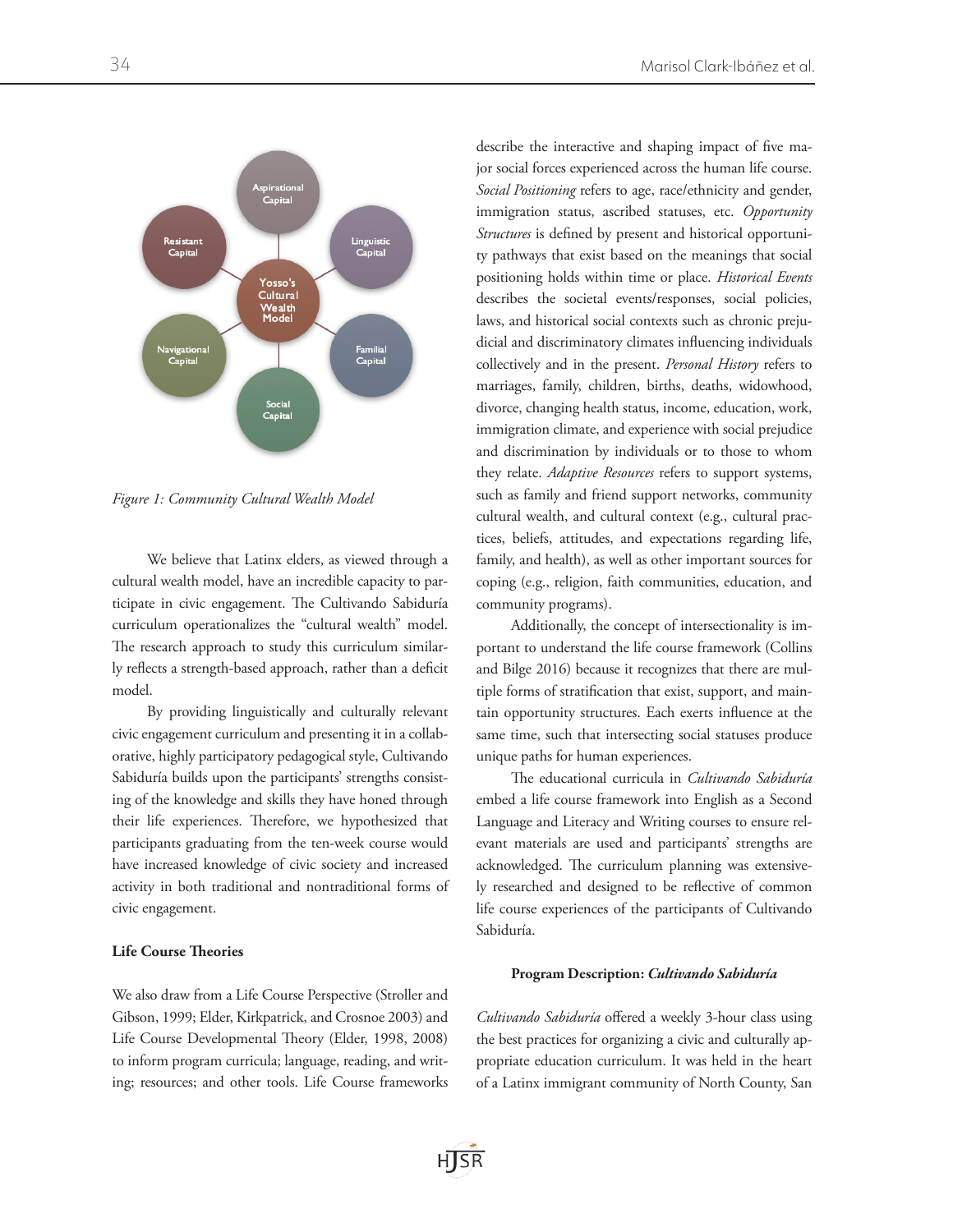Figure 1: *Community Cultural Wealth Model*

We believe that Latinx elders, as viewed through a cultural wealth model, have an incredible capacity to participate in civic engagement. The Cultivando Sabiduría curriculum operationalizes the "cultural wealth" model. The research approach to study this curriculum similarly reflects a strength-based approach, rather than a deficit model.

By providing linguistically and culturally relevant civic engagement curriculum and presenting it in a collaborative, highly participatory pedagogical style, Cultivando Sabiduría builds upon the participants' strengths consisting of the knowledge and skills they have honed through their life experiences. Therefore, we hypothesized that participants graduating from the ten-week course would have increased knowledge of civic society and increased activity in both traditional and nontraditional forms of civic engagement.

**Life Course Theories**

We also draw from a Life Course Perspective (Stroller and Gibson, 1999; Elder, Kirkpatrick, and Crosnoe 2003) and Life Course Developmental Theory (Elder, 1998, 2008) to inform program curricula; language, reading, and writing; resources; and other tools. Life Course frameworks describe the interactive and shaping impact of five major social forces experienced across the human life course. *Social Positioning* refers to age, race/ethnicity and gender, immigration status, ascribed statuses, etc. *Opportunity Structures* is defined by present and historical opportunity pathways that exist based on the meanings that social positioning holds within time or place. *Historical Events* describes the societal events/responses, social policies, laws, and historical social contexts such as chronic prejudicial and discriminatory climates influencing individuals collectively and in the present. *Personal History* refers to marriages, family, children, births, deaths, widowhood, divorce, changing health status, income, education, work, immigration climate, and experience with social prejudice and discrimination by individuals or to those to whom they relate. *Adaptive Resources* refers to support systems, such as family and friend support networks, community cultural wealth, and cultural context (e.g., cultural practices, beliefs, attitudes, and expectations regarding life, family, and health), as well as other important sources for coping (e.g., religion, faith communities, education, and community programs).

Additionally, the concept of intersectionality is important to understand the life course framework (Collins and Bilge 2016) because it recognizes that there are multiple forms of stratification that exist, support, and maintain opportunity structures. Each exerts influence at the same time, such that intersecting social statuses produce unique paths for human experiences.

The educational curricula in *Cultivando Sabiduría* embed a life course framework into English as a Second Language and Literacy and Writing courses to ensure relevant materials are used and participants' strengths are acknowledged. The curriculum planning was extensively researched and designed to be reflective of common life course experiences of the participants of Cultivando Sabiduría.

**Program Description: *Cultivando Sabiduría***

*Cultivando Sabiduría* offered a weekly 3-hour class using the best practices for organizing a civic and culturally appropriate education curriculum. It was held in the heart of a Latinx immigrant community of North County, San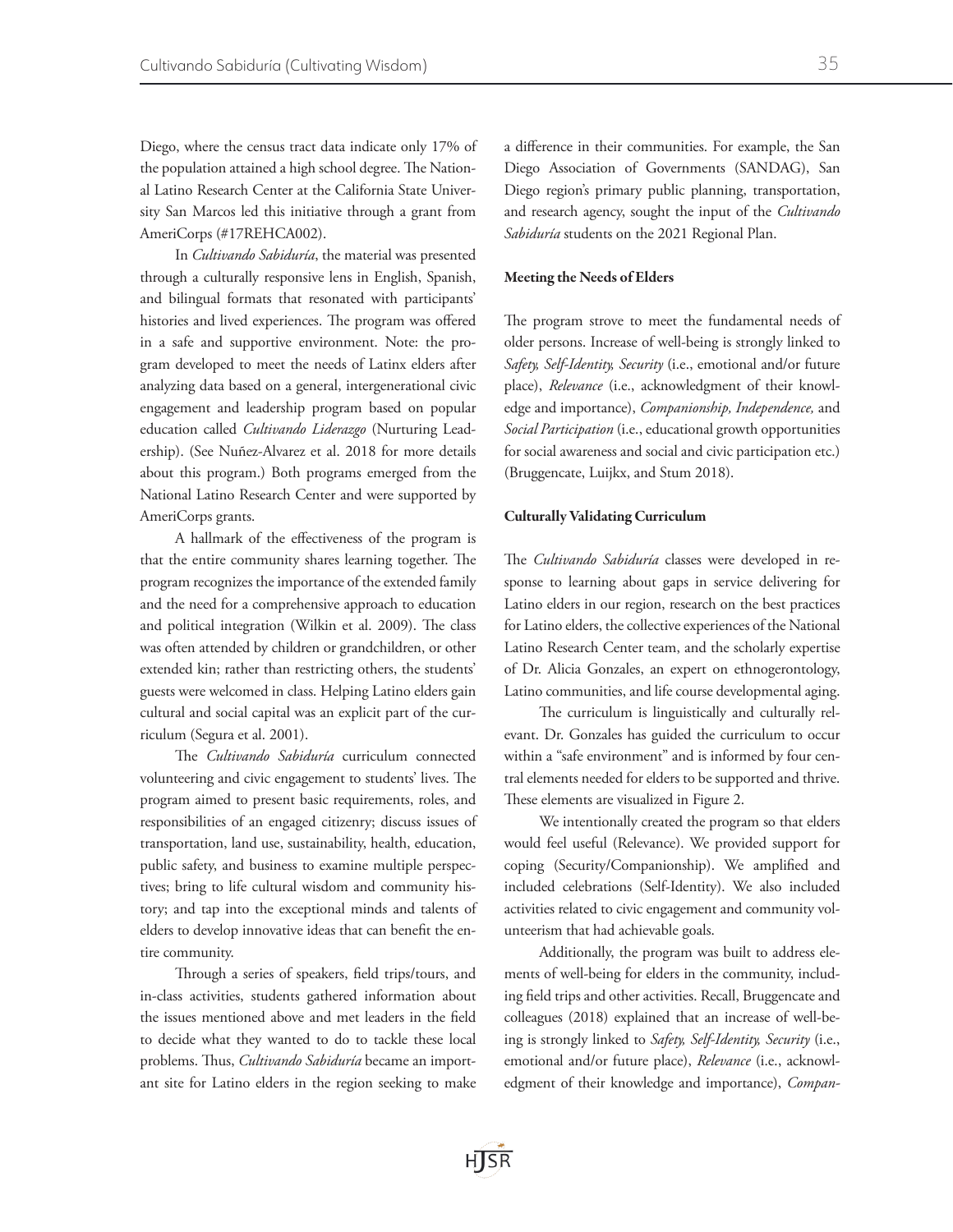Diego, where the census tract data indicate only 17% of the population attained a high school degree. The National Latino Research Center at the California State University San Marcos led this initiative through a grant from AmeriCorps (#17REHCA002).

In *Cultivando Sabiduría*, the material was presented through a culturally responsive lens in English, Spanish, and bilingual formats that resonated with participants' histories and lived experiences. The program was offered in a safe and supportive environment. Note: the program developed to meet the needs of Latinx elders after analyzing data based on a general, intergenerational civic engagement and leadership program based on popular education called *Cultivando Liderazgo* (Nurturing Leadership). (See Nuñez-Alvarez et al. 2018 for more details about this program.) Both programs emerged from the National Latino Research Center and were supported by AmeriCorps grants.

A hallmark of the effectiveness of the program is that the entire community shares learning together. The program recognizes the importance of the extended family and the need for a comprehensive approach to education and political integration (Wilkin et al. 2009). The class was often attended by children or grandchildren, or other extended kin; rather than restricting others, the students' guests were welcomed in class. Helping Latino elders gain cultural and social capital was an explicit part of the curriculum (Segura et al. 2001).

The *Cultivando Sabiduría* curriculum connected volunteering and civic engagement to students' lives. The program aimed to present basic requirements, roles, and responsibilities of an engaged citizenry; discuss issues of transportation, land use, sustainability, health, education, public safety, and business to examine multiple perspectives; bring to life cultural wisdom and community history; and tap into the exceptional minds and talents of elders to develop innovative ideas that can benefit the entire community.

Through a series of speakers, field trips/tours, and in-class activities, students gathered information about the issues mentioned above and met leaders in the field to decide what they wanted to do to tackle these local problems. Thus, *Cultivando Sabiduría* became an important site for Latino elders in the region seeking to make a difference in their communities. For example, the San Diego Association of Governments (SANDAG), San Diego region's primary public planning, transportation, and research agency, sought the input of the *Cultivando Sabiduría* students on the 2021 Regional Plan.

### Meeting the Needs of Elders

The program strove to meet the fundamental needs of older persons. Increase of well-being is strongly linked to *Safety, Self-Identity, Security* (i.e., emotional and/or future place), *Relevance* (i.e., acknowledgment of their knowledge and importance), *Companionship, Independence,* and *Social Participation* (i.e., educational growth opportunities for social awareness and social and civic participation etc.) (Bruggencate, Luijkx, and Stum 2018).

### Culturally Validating Curriculum

The *Cultivando Sabiduría* classes were developed in response to learning about gaps in service delivering for Latino elders in our region, research on the best practices for Latino elders, the collective experiences of the National Latino Research Center team, and the scholarly expertise of Dr. Alicia Gonzales, an expert on ethnogerontology, Latino communities, and life course developmental aging.

The curriculum is linguistically and culturally relevant. Dr. Gonzales has guided the curriculum to occur within a "safe environment" and is informed by four central elements needed for elders to be supported and thrive. These elements are visualized in Figure 2.

We intentionally created the program so that elders would feel useful (Relevance). We provided support for coping (Security/Companionship). We amplified and included celebrations (Self-Identity). We also included activities related to civic engagement and community volunteerism that had achievable goals.

Additionally, the program was built to address elements of well-being for elders in the community, including field trips and other activities. Recall, Bruggencate and colleagues (2018) explained that an increase of well-being is strongly linked to *Safety, Self-Identity, Security* (i.e., emotional and/or future place), *Relevance* (i.e., acknowledgment of their knowledge and importance), *Compan-*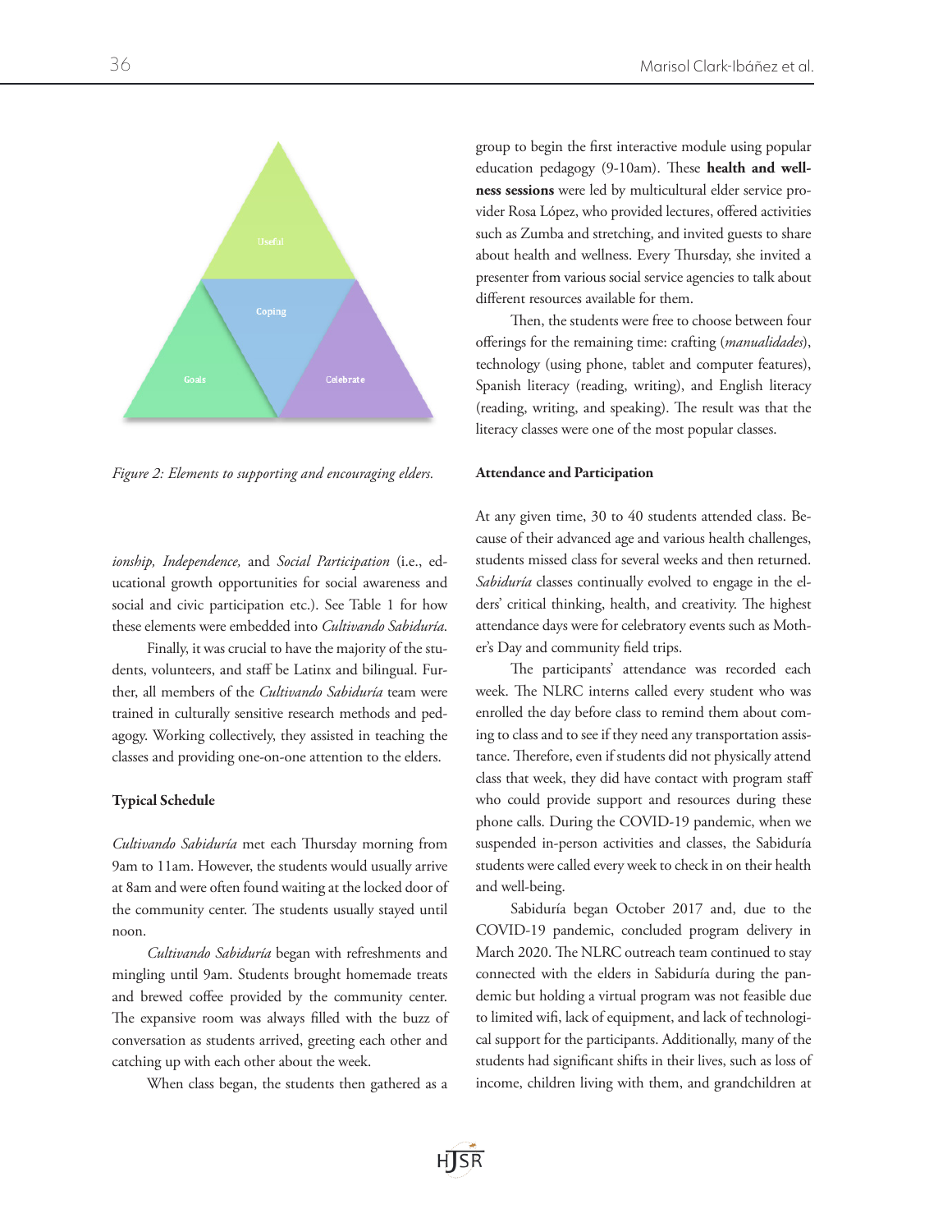Useful

Coping

Goals

Celebrate

*Figure 2: Elements to supporting and encouraging elders.*

*ionship, Independence,* and *Social Participation* (i.e., educational growth opportunities for social awareness and social and civic participation etc.). See Table 1 for how these elements were embedded into *Cultivando Sabiduría*.

Finally, it was crucial to have the majority of the students, volunteers, and staff be Latinx and bilingual. Further, all members of the *Cultivando Sabiduría* team were trained in culturally sensitive research methods and pedagogy. Working collectively, they assisted in teaching the classes and providing one-on-one attention to the elders.

### Typical Schedule

*Cultivando Sabiduría* met each Thursday morning from 9am to 11am. However, the students would usually arrive at 8am and were often found waiting at the locked door of the community center. The students usually stayed until noon.

*Cultivando Sabiduría* began with refreshments and mingling until 9am. Students brought homemade treats and brewed coffee provided by the community center. The expansive room was always filled with the buzz of conversation as students arrived, greeting each other and catching up with each other about the week.

When class began, the students then gathered as a group to begin the first interactive module using popular education pedagogy (9-10am). These **health and wellness sessions** were led by multicultural elder service provider Rosa López, who provided lectures, offered activities such as Zumba and stretching, and invited guests to share about health and wellness. Every Thursday, she invited a presenter from various social service agencies to talk about different resources available for them.

Then, the students were free to choose between four offerings for the remaining time: crafting (*manualidades*), technology (using phone, tablet and computer features), Spanish literacy (reading, writing), and English literacy (reading, writing, and speaking). The result was that the literacy classes were one of the most popular classes.

### Attendance and Participation

At any given time, 30 to 40 students attended class. Because of their advanced age and various health challenges, students missed class for several weeks and then returned. *Sabiduría* classes continually evolved to engage in the elders' critical thinking, health, and creativity. The highest attendance days were for celebratory events such as Mother's Day and community field trips.

The participants' attendance was recorded each week. The NLRC interns called every student who was enrolled the day before class to remind them about coming to class and to see if they need any transportation assistance. Therefore, even if students did not physically attend class that week, they did have contact with program staff who could provide support and resources during these phone calls. During the COVID-19 pandemic, when we suspended in-person activities and classes, the Sabiduría students were called every week to check in on their health and well-being.

Sabiduría began October 2017 and, due to the COVID-19 pandemic, concluded program delivery in March 2020. The NLRC outreach team continued to stay connected with the elders in Sabiduría during the pandemic but holding a virtual program was not feasible due to limited wifi, lack of equipment, and lack of technological support for the participants. Additionally, many of the students had significant shifts in their lives, such as loss of income, children living with them, and grandchildren at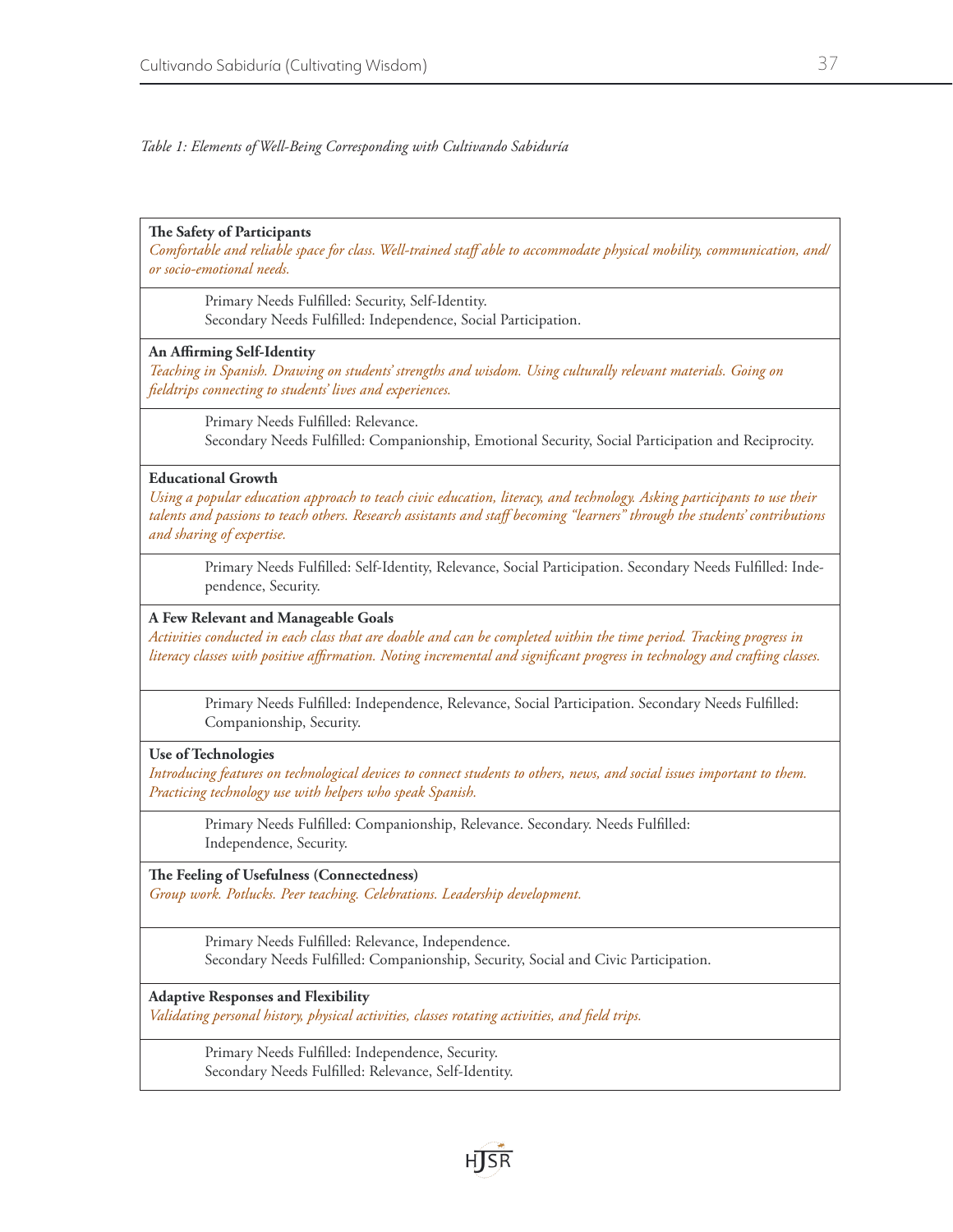*Table 1: Elements of Well-Being Corresponding with Cultivando Sabiduría*

| |
|---|
| **The Safety of Participants**<br>*Comfortable and reliable space for class. Well-trained staff able to accommodate physical mobility, communication, and/or socio-emotional needs.* |
| Primary Needs Fulfilled: Security, Self-Identity.<br>Secondary Needs Fulfilled: Independence, Social Participation. |
| **An Affirming Self-Identity**<br>*Teaching in Spanish. Drawing on students' strengths and wisdom. Using culturally relevant materials. Going on fieldtrips connecting to students' lives and experiences.* |
| Primary Needs Fulfilled: Relevance.<br>Secondary Needs Fulfilled: Companionship, Emotional Security, Social Participation and Reciprocity. |
| **Educational Growth**<br>*Using a popular education approach to teach civic education, literacy, and technology. Asking participants to use their talents and passions to teach others. Research assistants and staff becoming "learners" through the students' contributions and sharing of expertise.* |
| Primary Needs Fulfilled: Self-Identity, Relevance, Social Participation. Secondary Needs Fulfilled: Independence, Security. |
| **A Few Relevant and Manageable Goals**<br>*Activities conducted in each class that are doable and can be completed within the time period. Tracking progress in literacy classes with positive affirmation. Noting incremental and significant progress in technology and crafting classes.* |
| Primary Needs Fulfilled: Independence, Relevance, Social Participation. Secondary Needs Fulfilled: Companionship, Security. |
| **Use of Technologies**<br>*Introducing features on technological devices to connect students to others, news, and social issues important to them. Practicing technology use with helpers who speak Spanish.* |
| Primary Needs Fulfilled: Companionship, Relevance. Secondary. Needs Fulfilled: Independence, Security. |
| **The Feeling of Usefulness (Connectedness)**<br>*Group work. Potlucks. Peer teaching. Celebrations. Leadership development.* |
| Primary Needs Fulfilled: Relevance, Independence.<br>Secondary Needs Fulfilled: Companionship, Security, Social and Civic Participation. |
| **Adaptive Responses and Flexibility**<br>*Validating personal history, physical activities, classes rotating activities, and field trips.* |
| Primary Needs Fulfilled: Independence, Security.<br>Secondary Needs Fulfilled: Relevance, Self-Identity. |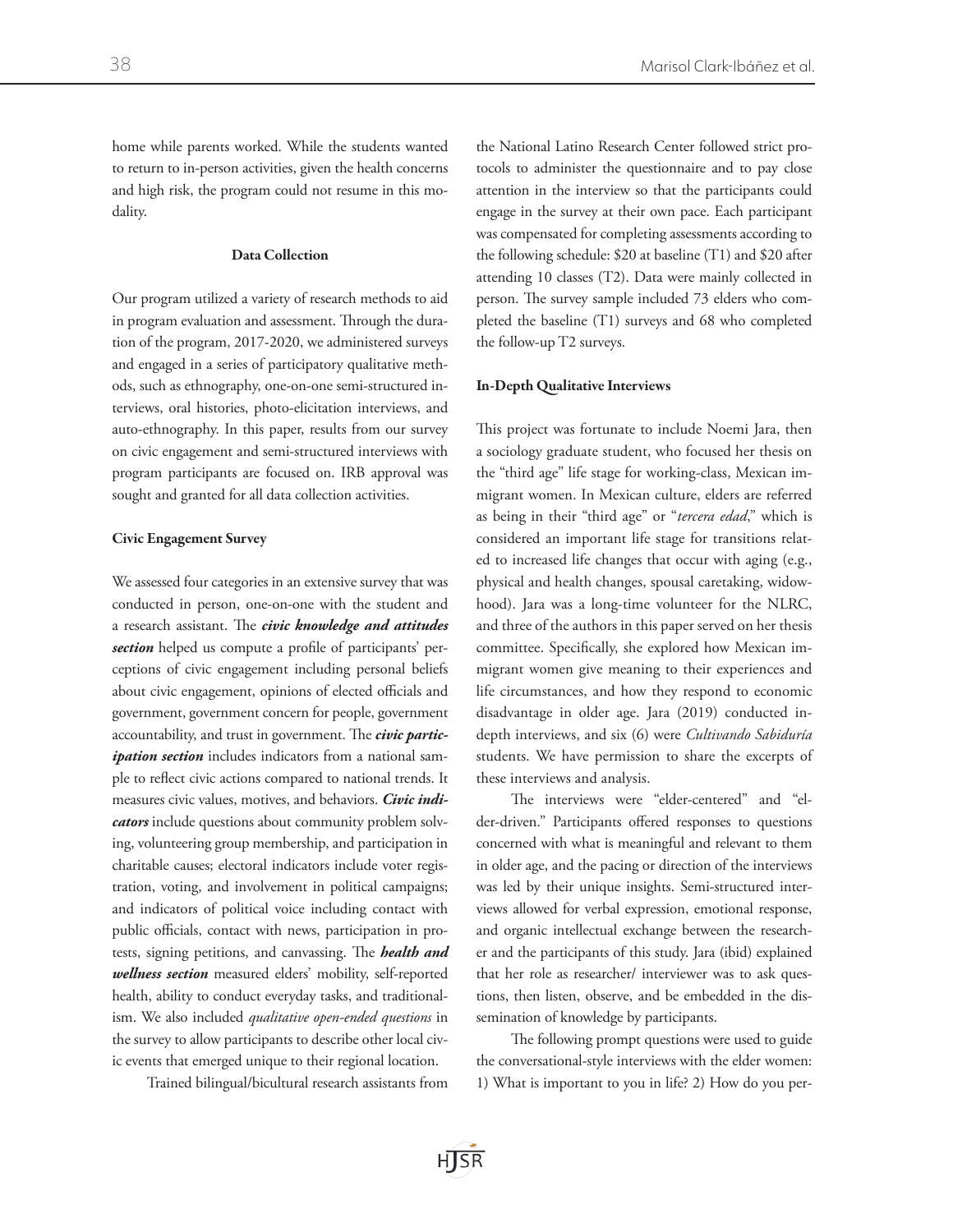home while parents worked. While the students wanted to return to in-person activities, given the health concerns and high risk, the program could not resume in this modality.

## Data Collection

Our program utilized a variety of research methods to aid in program evaluation and assessment. Through the duration of the program, 2017-2020, we administered surveys and engaged in a series of participatory qualitative methods, such as ethnography, one-on-one semi-structured interviews, oral histories, photo-elicitation interviews, and auto-ethnography. In this paper, results from our survey on civic engagement and semi-structured interviews with program participants are focused on. IRB approval was sought and granted for all data collection activities.

### Civic Engagement Survey

We assessed four categories in an extensive survey that was conducted in person, one-on-one with the student and a research assistant. The ***civic knowledge and attitudes section*** helped us compute a profile of participants' perceptions of civic engagement including personal beliefs about civic engagement, opinions of elected officials and government, government concern for people, government accountability, and trust in government. The ***civic participation section*** includes indicators from a national sample to reflect civic actions compared to national trends. It measures civic values, motives, and behaviors. ***Civic indicators*** include questions about community problem solving, volunteering group membership, and participation in charitable causes; electoral indicators include voter registration, voting, and involvement in political campaigns; and indicators of political voice including contact with public officials, contact with news, participation in protests, signing petitions, and canvassing. The ***health and wellness section*** measured elders' mobility, self-reported health, ability to conduct everyday tasks, and traditionalism. We also included *qualitative open-ended questions* in the survey to allow participants to describe other local civic events that emerged unique to their regional location.

Trained bilingual/bicultural research assistants from the National Latino Research Center followed strict protocols to administer the questionnaire and to pay close attention in the interview so that the participants could engage in the survey at their own pace. Each participant was compensated for completing assessments according to the following schedule: $20 at baseline (T1) and $20 after attending 10 classes (T2). Data were mainly collected in person. The survey sample included 73 elders who completed the baseline (T1) surveys and 68 who completed the follow-up T2 surveys.

### In-Depth Qualitative Interviews

This project was fortunate to include Noemi Jara, then a sociology graduate student, who focused her thesis on the "third age" life stage for working-class, Mexican immigrant women. In Mexican culture, elders are referred as being in their "third age" or "*tercera edad*," which is considered an important life stage for transitions related to increased life changes that occur with aging (e.g., physical and health changes, spousal caretaking, widowhood). Jara was a long-time volunteer for the NLRC, and three of the authors in this paper served on her thesis committee. Specifically, she explored how Mexican immigrant women give meaning to their experiences and life circumstances, and how they respond to economic disadvantage in older age. Jara (2019) conducted in-depth interviews, and six (6) were *Cultivando Sabiduría* students. We have permission to share the excerpts of these interviews and analysis.

The interviews were "elder-centered" and "elder-driven." Participants offered responses to questions concerned with what is meaningful and relevant to them in older age, and the pacing or direction of the interviews was led by their unique insights. Semi-structured interviews allowed for verbal expression, emotional response, and organic intellectual exchange between the researcher and the participants of this study. Jara (ibid) explained that her role as researcher/ interviewer was to ask questions, then listen, observe, and be embedded in the dissemination of knowledge by participants.

The following prompt questions were used to guide the conversational-style interviews with the elder women: 1) What is important to you in life? 2) How do you per-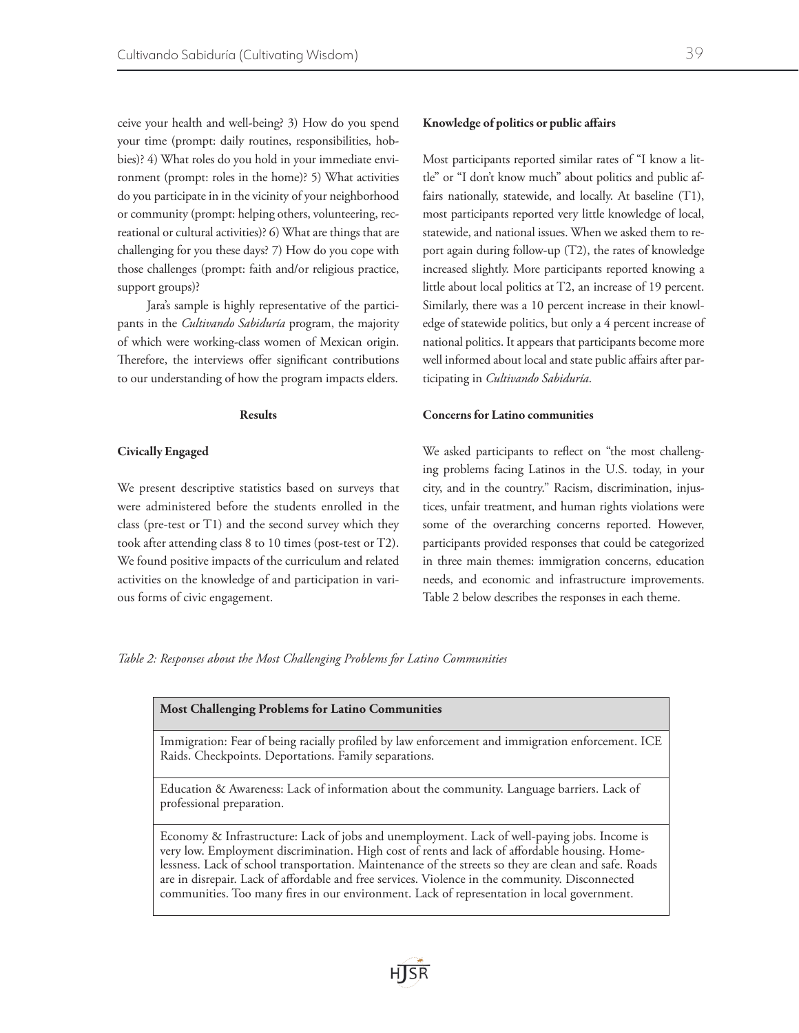ceive your health and well-being? 3) How do you spend your time (prompt: daily routines, responsibilities, hobbies)? 4) What roles do you hold in your immediate environment (prompt: roles in the home)? 5) What activities do you participate in in the vicinity of your neighborhood or community (prompt: helping others, volunteering, recreational or cultural activities)? 6) What are things that are challenging for you these days? 7) How do you cope with those challenges (prompt: faith and/or religious practice, support groups)?

Jara's sample is highly representative of the participants in the *Cultivando Sabiduría* program, the majority of which were working-class women of Mexican origin. Therefore, the interviews offer significant contributions to our understanding of how the program impacts elders.

## Results

### Civically Engaged

We present descriptive statistics based on surveys that were administered before the students enrolled in the class (pre-test or T1) and the second survey which they took after attending class 8 to 10 times (post-test or T2). We found positive impacts of the curriculum and related activities on the knowledge of and participation in various forms of civic engagement.

### Knowledge of politics or public affairs

Most participants reported similar rates of "I know a little" or "I don't know much" about politics and public affairs nationally, statewide, and locally. At baseline (T1), most participants reported very little knowledge of local, statewide, and national issues. When we asked them to report again during follow-up (T2), the rates of knowledge increased slightly. More participants reported knowing a little about local politics at T2, an increase of 19 percent. Similarly, there was a 10 percent increase in their knowledge of statewide politics, but only a 4 percent increase of national politics. It appears that participants become more well informed about local and state public affairs after participating in *Cultivando Sabiduría*.

### Concerns for Latino communities

We asked participants to reflect on "the most challenging problems facing Latinos in the U.S. today, in your city, and in the country." Racism, discrimination, injustices, unfair treatment, and human rights violations were some of the overarching concerns reported. However, participants provided responses that could be categorized in three main themes: immigration concerns, education needs, and economic and infrastructure improvements. Table 2 below describes the responses in each theme.

*Table 2: Responses about the Most Challenging Problems for Latino Communities*

| **Most Challenging Problems for Latino Communities** |
| --- |
| Immigration: Fear of being racially profiled by law enforcement and immigration enforcement. ICE Raids. Checkpoints. Deportations. Family separations. |
| Education & Awareness: Lack of information about the community. Language barriers. Lack of professional preparation. |
| Economy & Infrastructure: Lack of jobs and unemployment. Lack of well-paying jobs. Income is very low. Employment discrimination. High cost of rents and lack of affordable housing. Homelessness. Lack of school transportation. Maintenance of the streets so they are clean and safe. Roads are in disrepair. Lack of affordable and free services. Violence in the community. Disconnected communities. Too many fires in our environment. Lack of representation in local government. |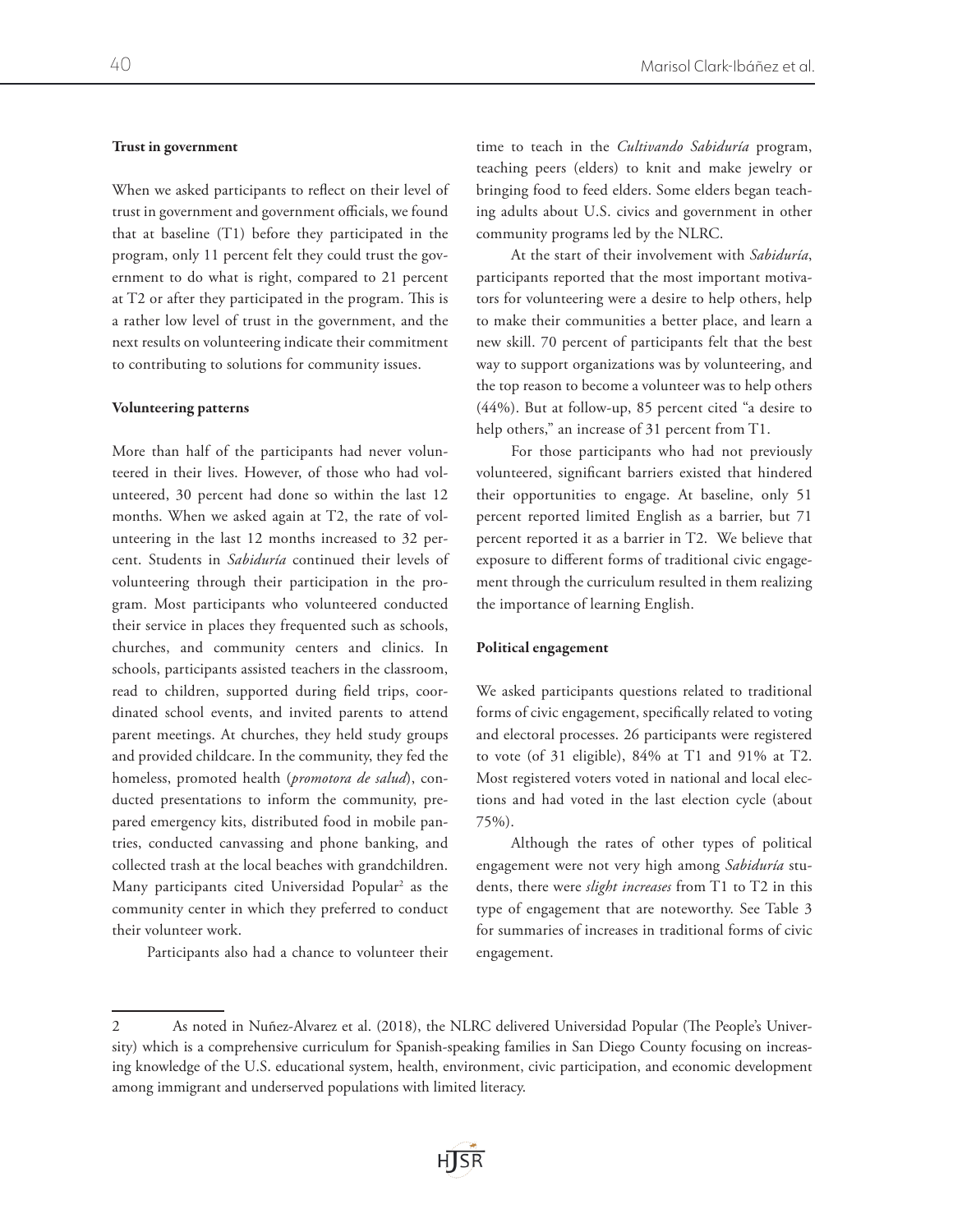### Trust in government

When we asked participants to reflect on their level of trust in government and government officials, we found that at baseline (T1) before they participated in the program, only 11 percent felt they could trust the government to do what is right, compared to 21 percent at T2 or after they participated in the program. This is a rather low level of trust in the government, and the next results on volunteering indicate their commitment to contributing to solutions for community issues.

### Volunteering patterns

More than half of the participants had never volunteered in their lives. However, of those who had volunteered, 30 percent had done so within the last 12 months. When we asked again at T2, the rate of volunteering in the last 12 months increased to 32 percent. Students in *Sabiduría* continued their levels of volunteering through their participation in the program. Most participants who volunteered conducted their service in places they frequented such as schools, churches, and community centers and clinics. In schools, participants assisted teachers in the classroom, read to children, supported during field trips, coordinated school events, and invited parents to attend parent meetings. At churches, they held study groups and provided childcare. In the community, they fed the homeless, promoted health (*promotora de salud*), conducted presentations to inform the community, prepared emergency kits, distributed food in mobile pantries, conducted canvassing and phone banking, and collected trash at the local beaches with grandchildren. Many participants cited Universidad Popular[2] as the community center in which they preferred to conduct their volunteer work.

Participants also had a chance to volunteer their time to teach in the *Cultivando Sabiduría* program, teaching peers (elders) to knit and make jewelry or bringing food to feed elders. Some elders began teaching adults about U.S. civics and government in other community programs led by the NLRC.

At the start of their involvement with *Sabiduría*, participants reported that the most important motivators for volunteering were a desire to help others, help to make their communities a better place, and learn a new skill. 70 percent of participants felt that the best way to support organizations was by volunteering, and the top reason to become a volunteer was to help others (44%). But at follow-up, 85 percent cited "a desire to help others," an increase of 31 percent from T1.

For those participants who had not previously volunteered, significant barriers existed that hindered their opportunities to engage. At baseline, only 51 percent reported limited English as a barrier, but 71 percent reported it as a barrier in T2. We believe that exposure to different forms of traditional civic engagement through the curriculum resulted in them realizing the importance of learning English.

### Political engagement

We asked participants questions related to traditional forms of civic engagement, specifically related to voting and electoral processes. 26 participants were registered to vote (of 31 eligible), 84% at T1 and 91% at T2. Most registered voters voted in national and local elections and had voted in the last election cycle (about 75%).

Although the rates of other types of political engagement were not very high among *Sabiduría* students, there were *slight increases* from T1 to T2 in this type of engagement that are noteworthy. See Table 3 for summaries of increases in traditional forms of civic engagement.

---

2 As noted in Nuñez-Alvarez et al. (2018), the NLRC delivered Universidad Popular (The People's University) which is a comprehensive curriculum for Spanish-speaking families in San Diego County focusing on increasing knowledge of the U.S. educational system, health, environment, civic participation, and economic development among immigrant and underserved populations with limited literacy.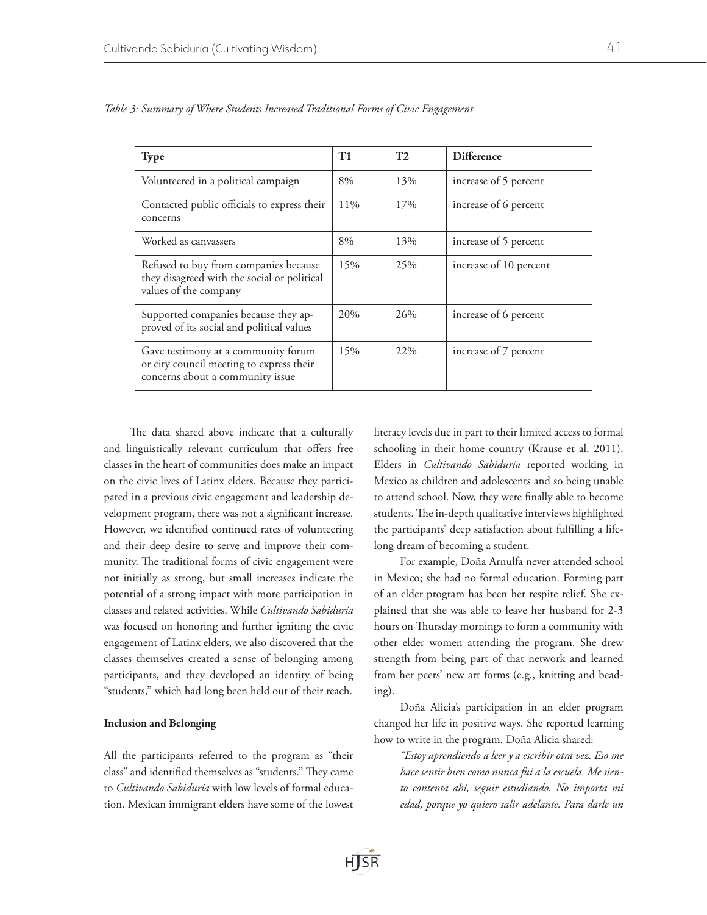*Table 3: Summary of Where Students Increased Traditional Forms of Civic Engagement*

| Type | T1 | T2 | Difference |
|---|---|---|---|
| Volunteered in a political campaign | 8% | 13% | increase of 5 percent |
| Contacted public officials to express their concerns | 11% | 17% | increase of 6 percent |
| Worked as canvassers | 8% | 13% | increase of 5 percent |
| Refused to buy from companies because they disagreed with the social or political values of the company | 15% | 25% | increase of 10 percent |
| Supported companies because they approved of its social and political values | 20% | 26% | increase of 6 percent |
| Gave testimony at a community forum or city council meeting to express their concerns about a community issue | 15% | 22% | increase of 7 percent |

The data shared above indicate that a culturally and linguistically relevant curriculum that offers free classes in the heart of communities does make an impact on the civic lives of Latinx elders. Because they participated in a previous civic engagement and leadership development program, there was not a significant increase. However, we identified continued rates of volunteering and their deep desire to serve and improve their community. The traditional forms of civic engagement were not initially as strong, but small increases indicate the potential of a strong impact with more participation in classes and related activities. While *Cultivando Sabiduría* was focused on honoring and further igniting the civic engagement of Latinx elders, we also discovered that the classes themselves created a sense of belonging among participants, and they developed an identity of being "students," which had long been held out of their reach.

**Inclusion and Belonging**

All the participants referred to the program as "their class" and identified themselves as "students." They came to *Cultivando Sabiduría* with low levels of formal education. Mexican immigrant elders have some of the lowest literacy levels due in part to their limited access to formal schooling in their home country (Krause et al. 2011). Elders in *Cultivando Sabiduría* reported working in Mexico as children and adolescents and so being unable to attend school. Now, they were finally able to become students. The in-depth qualitative interviews highlighted the participants' deep satisfaction about fulfilling a lifelong dream of becoming a student.

For example, Doña Arnulfa never attended school in Mexico; she had no formal education. Forming part of an elder program has been her respite relief. She explained that she was able to leave her husband for 2-3 hours on Thursday mornings to form a community with other elder women attending the program. She drew strength from being part of that network and learned from her peers' new art forms (e.g., knitting and beading).

Doña Alicia's participation in an elder program changed her life in positive ways. She reported learning how to write in the program. Doña Alicia shared:

> *"Estoy aprendiendo a leer y a escribir otra vez. Eso me hace sentir bien como nunca fui a la escuela. Me siento contenta ahí, seguir estudiando. No importa mi edad, porque yo quiero salir adelante. Para darle un*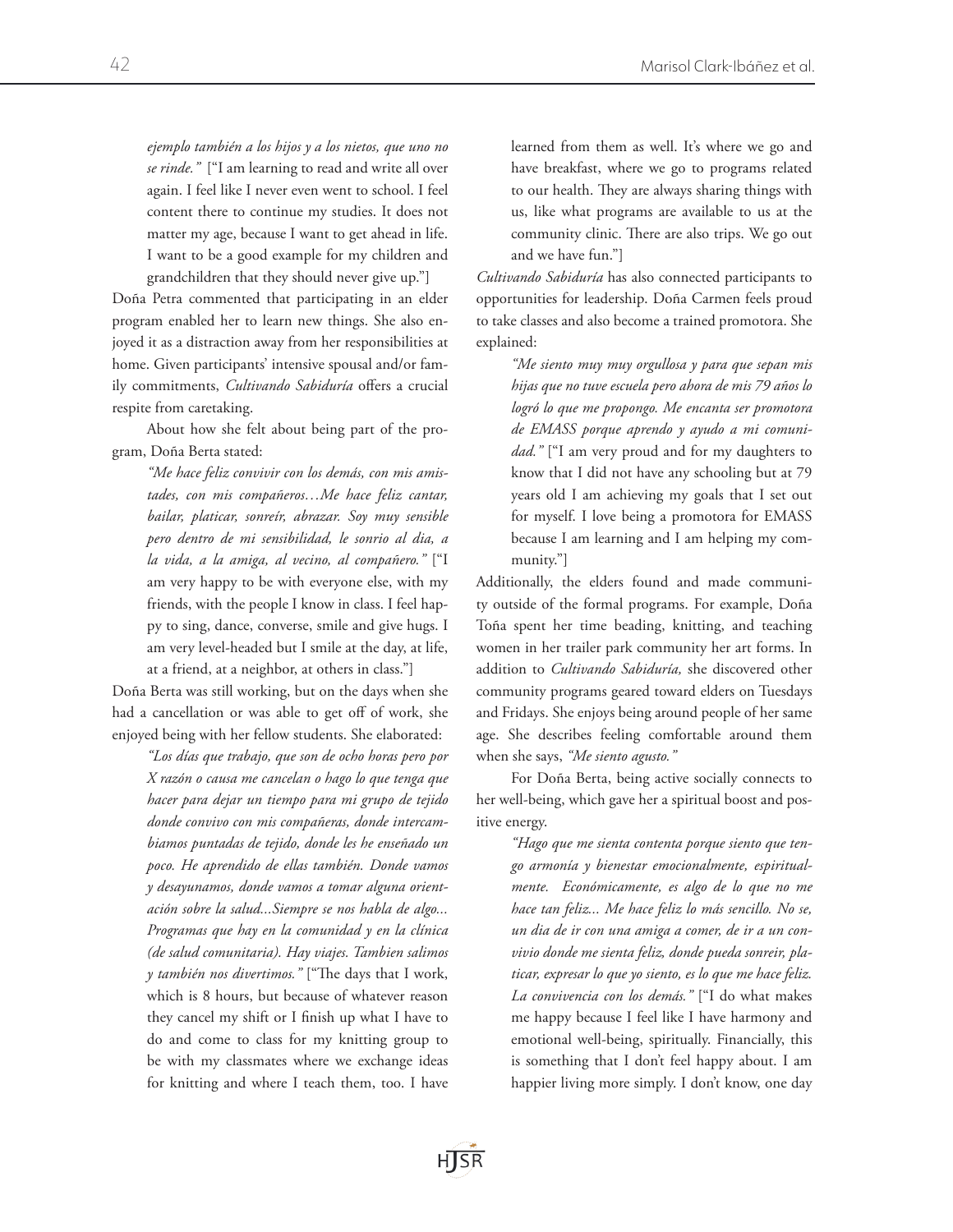> *ejemplo también a los hijos y a los nietos, que uno no se rinde."* ["I am learning to read and write all over again. I feel like I never even went to school. I feel content there to continue my studies. It does not matter my age, because I want to get ahead in life. I want to be a good example for my children and grandchildren that they should never give up."]

Doña Petra commented that participating in an elder program enabled her to learn new things. She also enjoyed it as a distraction away from her responsibilities at home. Given participants' intensive spousal and/or family commitments, *Cultivando Sabiduría* offers a crucial respite from caretaking.

About how she felt about being part of the program, Doña Berta stated:

> *"Me hace feliz convivir con los demás, con mis amistades, con mis compañeros…Me hace feliz cantar, bailar, platicar, sonreír, abrazar. Soy muy sensible pero dentro de mi sensibilidad, le sonrio al dia, a la vida, a la amiga, al vecino, al compañero."* ["I am very happy to be with everyone else, with my friends, with the people I know in class. I feel happy to sing, dance, converse, smile and give hugs. I am very level-headed but I smile at the day, at life, at a friend, at a neighbor, at others in class."]

Doña Berta was still working, but on the days when she had a cancellation or was able to get off of work, she enjoyed being with her fellow students. She elaborated:

> *"Los días que trabajo, que son de ocho horas pero por X razón o causa me cancelan o hago lo que tenga que hacer para dejar un tiempo para mi grupo de tejido donde convivo con mis compañeras, donde intercambiamos puntadas de tejido, donde les he enseñado un poco. He aprendido de ellas también. Donde vamos y desayunamos, donde vamos a tomar alguna orientación sobre la salud...Siempre se nos habla de algo... Programas que hay en la comunidad y en la clínica (de salud comunitaria). Hay viajes. Tambien salimos y también nos divertimos."* ["The days that I work, which is 8 hours, but because of whatever reason they cancel my shift or I finish up what I have to do and come to class for my knitting group to be with my classmates where we exchange ideas for knitting and where I teach them, too. I have learned from them as well. It's where we go and have breakfast, where we go to programs related to our health. They are always sharing things with us, like what programs are available to us at the community clinic. There are also trips. We go out and we have fun."]

*Cultivando Sabiduría* has also connected participants to opportunities for leadership. Doña Carmen feels proud to take classes and also become a trained promotora. She explained:

> *"Me siento muy muy orgullosa y para que sepan mis hijas que no tuve escuela pero ahora de mis 79 años lo logró lo que me propongo. Me encanta ser promotora de EMASS porque aprendo y ayudo a mi comunidad."* ["I am very proud and for my daughters to know that I did not have any schooling but at 79 years old I am achieving my goals that I set out for myself. I love being a promotora for EMASS because I am learning and I am helping my community."]

Additionally, the elders found and made community outside of the formal programs. For example, Doña Toña spent her time beading, knitting, and teaching women in her trailer park community her art forms. In addition to *Cultivando Sabiduría,* she discovered other community programs geared toward elders on Tuesdays and Fridays. She enjoys being around people of her same age. She describes feeling comfortable around them when she says, *"Me siento agusto."*

For Doña Berta, being active socially connects to her well-being, which gave her a spiritual boost and positive energy.

> *"Hago que me sienta contenta porque siento que tengo armonía y bienestar emocionalmente, espiritualmente. Económicamente, es algo de lo que no me hace tan feliz... Me hace feliz lo más sencillo. No se, un dia de ir con una amiga a comer, de ir a un convivio donde me sienta feliz, donde pueda sonreir, platicar, expresar lo que yo siento, es lo que me hace feliz. La convivencia con los demás."* ["I do what makes me happy because I feel like I have harmony and emotional well-being, spiritually. Financially, this is something that I don't feel happy about. I am happier living more simply. I don't know, one day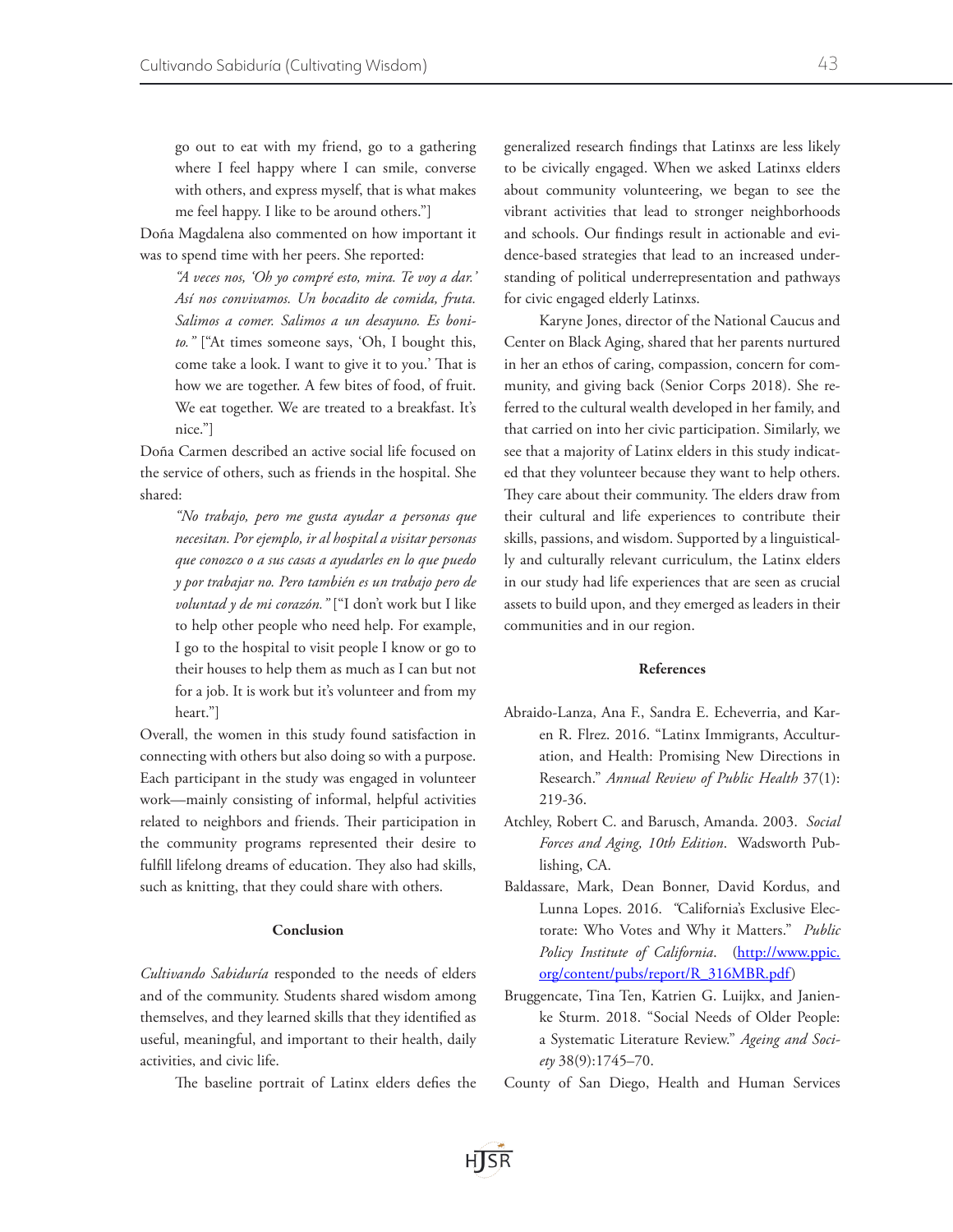go out to eat with my friend, go to a gathering where I feel happy where I can smile, converse with others, and express myself, that is what makes me feel happy. I like to be around others."]

Doña Magdalena also commented on how important it was to spend time with her peers. She reported:

> *"A veces nos, 'Oh yo compré esto, mira. Te voy a dar.' Así nos convivamos. Un bocadito de comida, fruta. Salimos a comer. Salimos a un desayuno. Es bonito."* ["At times someone says, 'Oh, I bought this, come take a look. I want to give it to you.' That is how we are together. A few bites of food, of fruit. We eat together. We are treated to a breakfast. It's nice."]

Doña Carmen described an active social life focused on the service of others, such as friends in the hospital. She shared:

> *"No trabajo, pero me gusta ayudar a personas que necesitan. Por ejemplo, ir al hospital a visitar personas que conozco o a sus casas a ayudarles en lo que puedo y por trabajar no. Pero también es un trabajo pero de voluntad y de mi corazón."* ["I don't work but I like to help other people who need help. For example, I go to the hospital to visit people I know or go to their houses to help them as much as I can but not for a job. It is work but it's volunteer and from my heart."]

Overall, the women in this study found satisfaction in connecting with others but also doing so with a purpose. Each participant in the study was engaged in volunteer work—mainly consisting of informal, helpful activities related to neighbors and friends. Their participation in the community programs represented their desire to fulfill lifelong dreams of education. They also had skills, such as knitting, that they could share with others.

## Conclusion

*Cultivando Sabiduría* responded to the needs of elders and of the community. Students shared wisdom among themselves, and they learned skills that they identified as useful, meaningful, and important to their health, daily activities, and civic life.

The baseline portrait of Latinx elders defies the generalized research findings that Latinxs are less likely to be civically engaged. When we asked Latinxs elders about community volunteering, we began to see the vibrant activities that lead to stronger neighborhoods and schools. Our findings result in actionable and evidence-based strategies that lead to an increased understanding of political underrepresentation and pathways for civic engaged elderly Latinxs.

Karyne Jones, director of the National Caucus and Center on Black Aging, shared that her parents nurtured in her an ethos of caring, compassion, concern for community, and giving back (Senior Corps 2018). She referred to the cultural wealth developed in her family, and that carried on into her civic participation. Similarly, we see that a majority of Latinx elders in this study indicated that they volunteer because they want to help others. They care about their community. The elders draw from their cultural and life experiences to contribute their skills, passions, and wisdom. Supported by a linguistically and culturally relevant curriculum, the Latinx elders in our study had life experiences that are seen as crucial assets to build upon, and they emerged as leaders in their communities and in our region.

## References

Abraido-Lanza, Ana F., Sandra E. Echeverria, and Karen R. Flrez. 2016. "Latinx Immigrants, Acculturation, and Health: Promising New Directions in Research." *Annual Review of Public Health* 37(1): 219-36.

Atchley, Robert C. and Barusch, Amanda. 2003. *Social Forces and Aging, 10th Edition*. Wadsworth Publishing, CA.

Baldassare, Mark, Dean Bonner, David Kordus, and Lunna Lopes. 2016. "California's Exclusive Electorate: Who Votes and Why it Matters." *Public Policy Institute of California*. (http://www.ppic.org/content/pubs/report/R_316MBR.pdf)

Bruggencate, Tina Ten, Katrien G. Luijkx, and Janienke Sturm. 2018. "Social Needs of Older People: a Systematic Literature Review." *Ageing and Society* 38(9):1745–70.

County of San Diego, Health and Human Services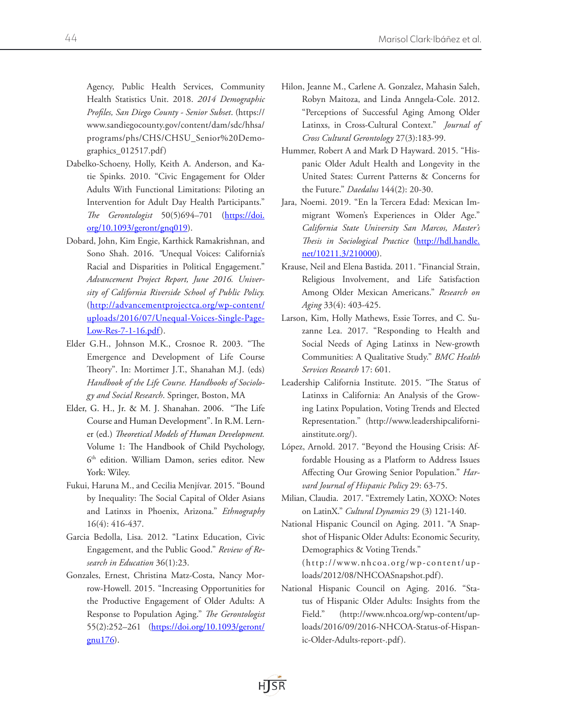Agency, Public Health Services, Community Health Statistics Unit. 2018. *2014 Demographic Profiles, San Diego County - Senior Subset*. (https://www.sandiegocounty.gov/content/dam/sdc/hhsa/programs/phs/CHS/CHSU_Senior%20Demographics_012517.pdf)

Dabelko-Schoeny, Holly, Keith A. Anderson, and Katie Spinks. 2010. "Civic Engagement for Older Adults With Functional Limitations: Piloting an Intervention for Adult Day Health Participants." *The Gerontologist* 50(5)694–701 (https://doi.org/10.1093/geront/gnq019).

Dobard, John, Kim Engie, Karthick Ramakrishnan, and Sono Shah. 2016. "Unequal Voices: California's Racial and Disparities in Political Engagement." *Advancement Project Report, June 2016. University of California Riverside School of Public Policy.* (http://advancementprojectca.org/wp-content/uploads/2016/07/Unequal-Voices-Single-Page-Low-Res-7-1-16.pdf).

Elder G.H., Johnson M.K., Crosnoe R. 2003. "The Emergence and Development of Life Course Theory". In: Mortimer J.T., Shanahan M.J. (eds) *Handbook of the Life Course. Handbooks of Sociology and Social Research*. Springer, Boston, MA

Elder, G. H., Jr. & M. J. Shanahan. 2006. "The Life Course and Human Development". In R.M. Lerner (ed.) *Theoretical Models of Human Development.* Volume 1: The Handbook of Child Psychology, 6th edition. William Damon, series editor. New York: Wiley.

Fukui, Haruna M., and Cecilia Menjívar. 2015. "Bound by Inequality: The Social Capital of Older Asians and Latinxs in Phoenix, Arizona." *Ethnography* 16(4): 416-437.

Garcia Bedolla, Lisa. 2012. "Latinx Education, Civic Engagement, and the Public Good." *Review of Research in Education* 36(1):23.

Gonzales, Ernest, Christina Matz-Costa, Nancy Morrow-Howell. 2015. "Increasing Opportunities for the Productive Engagement of Older Adults: A Response to Population Aging." *The Gerontologist* 55(2):252–261 (https://doi.org/10.1093/geront/gnu176).

Hilon, Jeanne M., Carlene A. Gonzalez, Mahasin Saleh, Robyn Maitoza, and Linda Anngela-Cole. 2012. "Perceptions of Successful Aging Among Older Latinxs, in Cross-Cultural Context." *Journal of Cross Cultural Gerontology* 27(3):183-99.

Hummer, Robert A and Mark D Hayward. 2015. "Hispanic Older Adult Health and Longevity in the United States: Current Patterns & Concerns for the Future." *Daedalus* 144(2): 20-30.

Jara, Noemi. 2019. "En la Tercera Edad: Mexican Immigrant Women's Experiences in Older Age." *California State University San Marcos, Master's Thesis in Sociological Practice* (http://hdl.handle.net/10211.3/210000).

Krause, Neil and Elena Bastida. 2011. "Financial Strain, Religious Involvement, and Life Satisfaction Among Older Mexican Americans." *Research on Aging* 33(4): 403-425.

Larson, Kim, Holly Mathews, Essie Torres, and C. Suzanne Lea. 2017. "Responding to Health and Social Needs of Aging Latinxs in New-growth Communities: A Qualitative Study." *BMC Health Services Research* 17: 601.

Leadership California Institute. 2015. "The Status of Latinxs in California: An Analysis of the Growing Latinx Population, Voting Trends and Elected Representation." (http://www.leadershipcaliforniainstitute.org/).

López, Arnold. 2017. "Beyond the Housing Crisis: Affordable Housing as a Platform to Address Issues Affecting Our Growing Senior Population." *Harvard Journal of Hispanic Policy* 29: 63-75.

Milian, Claudia. 2017. "Extremely Latin, XOXO: Notes on LatinX." *Cultural Dynamics* 29 (3) 121-140.

National Hispanic Council on Aging. 2011. "A Snapshot of Hispanic Older Adults: Economic Security, Demographics & Voting Trends." (http://www.nhcoa.org/wp-content/uploads/2012/08/NHCOASnapshot.pdf).

National Hispanic Council on Aging. 2016. "Status of Hispanic Older Adults: Insights from the Field." (http://www.nhcoa.org/wp-content/uploads/2016/09/2016-NHCOA-Status-of-Hispanic-Older-Adults-report-.pdf).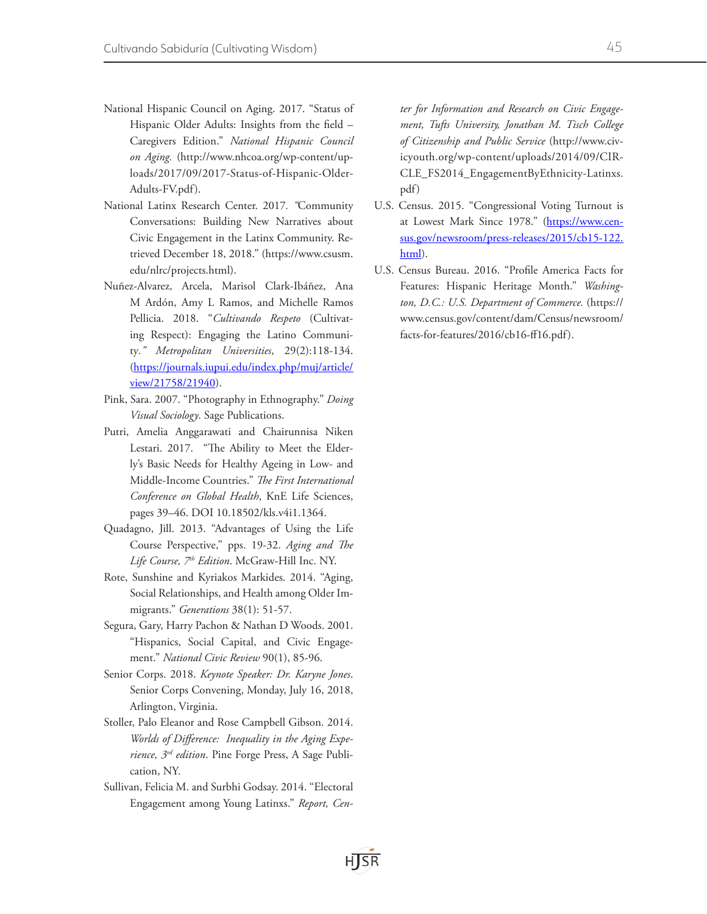National Hispanic Council on Aging. 2017. "Status of Hispanic Older Adults: Insights from the field – Caregivers Edition." *National Hispanic Council on Aging.* (http://www.nhcoa.org/wp-content/uploads/2017/09/2017-Status-of-Hispanic-Older-Adults-FV.pdf).

National Latinx Research Center. 2017. "Community Conversations: Building New Narratives about Civic Engagement in the Latinx Community. Retrieved December 18, 2018." (https://www.csusm.edu/nlrc/projects.html).

Nuñez-Alvarez, Arcela, Marisol Clark-Ibáñez, Ana M Ardón, Amy L Ramos, and Michelle Ramos Pellicia. 2018. "*Cultivando Respeto* (Cultivating Respect): Engaging the Latino Community." *Metropolitan Universities*, 29(2):118-134. (https://journals.iupui.edu/index.php/muj/article/view/21758/21940).

Pink, Sara. 2007. "Photography in Ethnography." *Doing Visual Sociology*. Sage Publications.

Putri, Amelia Anggarawati and Chairunnisa Niken Lestari. 2017. "The Ability to Meet the Elderly's Basic Needs for Healthy Ageing in Low- and Middle-Income Countries." *The First International Conference on Global Health*, KnE Life Sciences, pages 39–46. DOI 10.18502/kls.v4i1.1364.

Quadagno, Jill. 2013. "Advantages of Using the Life Course Perspective," pps. 19-32. *Aging and The Life Course, 7th Edition*. McGraw-Hill Inc. NY.

Rote, Sunshine and Kyriakos Markides. 2014. "Aging, Social Relationships, and Health among Older Immigrants." *Generations* 38(1): 51-57.

Segura, Gary, Harry Pachon & Nathan D Woods. 2001. "Hispanics, Social Capital, and Civic Engagement." *National Civic Review* 90(1), 85-96.

Senior Corps. 2018. *Keynote Speaker: Dr. Karyne Jones*. Senior Corps Convening, Monday, July 16, 2018, Arlington, Virginia.

Stoller, Palo Eleanor and Rose Campbell Gibson. 2014. *Worlds of Difference: Inequality in the Aging Experience, 3rd edition*. Pine Forge Press, A Sage Publication, NY.

Sullivan, Felicia M. and Surbhi Godsay. 2014. "Electoral Engagement among Young Latinxs." *Report, Center for Information and Research on Civic Engagement, Tufts University, Jonathan M. Tisch College of Citizenship and Public Service* (http://www.civicyouth.org/wp-content/uploads/2014/09/CIRCLE_FS2014_EngagementByEthnicity-Latinxs.pdf)

U.S. Census. 2015. "Congressional Voting Turnout is at Lowest Mark Since 1978." (https://www.census.gov/newsroom/press-releases/2015/cb15-122.html).

U.S. Census Bureau. 2016. "Profile America Facts for Features: Hispanic Heritage Month." *Washington, D.C.: U.S. Department of Commerce.* (https://www.census.gov/content/dam/Census/newsroom/facts-for-features/2016/cb16-ff16.pdf).